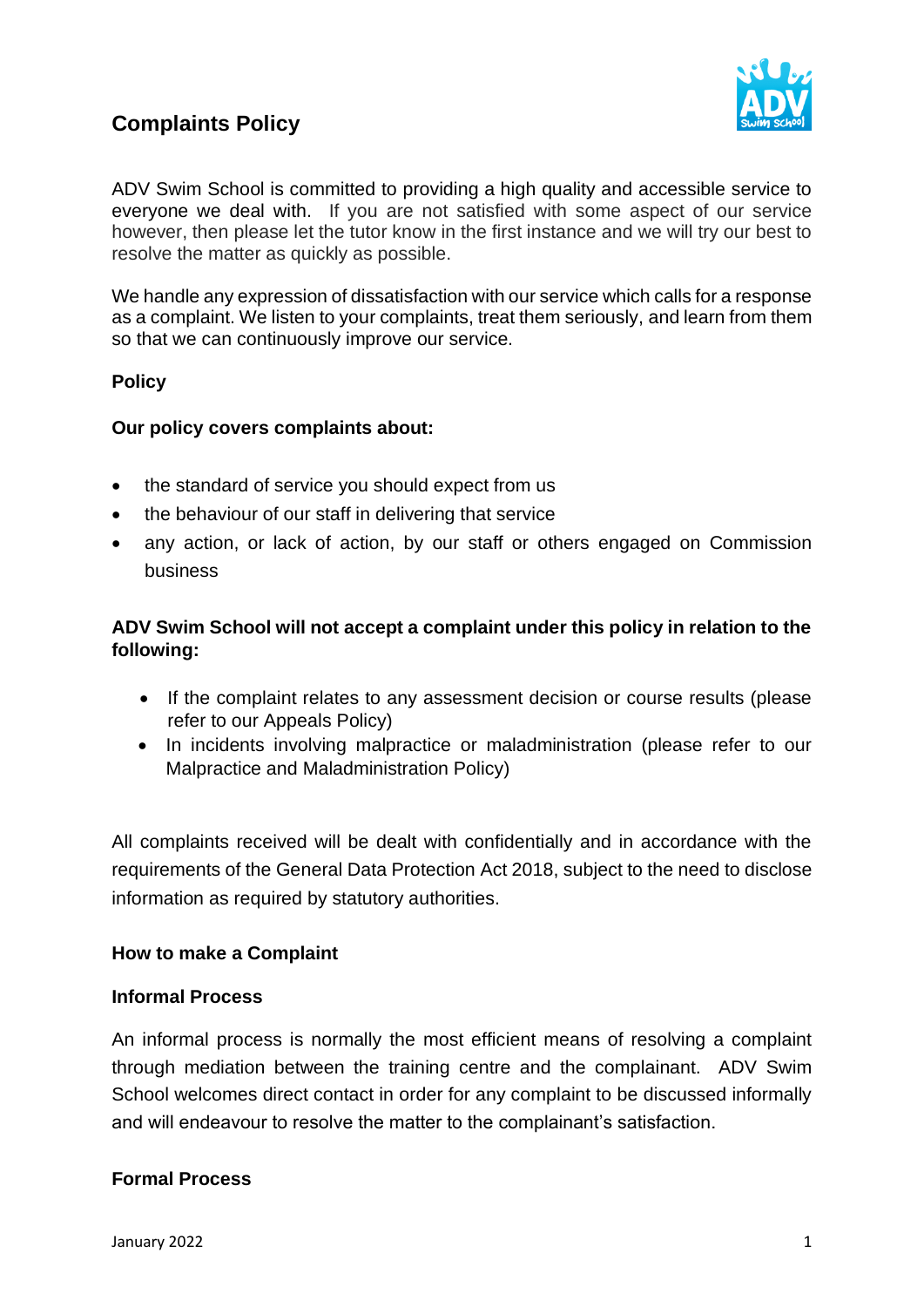# Complaints Policy

ADV Swim School is committed to providing a high quality and accessible service to everyone we deal with. If you are not satisfied with some aspect of our service however, then please let the tutor know in the first instance and we will try our best to resolve the matter as quickly as possible.

We handle any expression of dissatisfaction with our service which calls for a response as a complaint. We listen to your complaints, treat them seriously, and learn from them so that we can continuously improve our service.

**Policy**

**Our policy covers complaints about:**

- the standard of service you should expect from us
- the behaviour of our staff in delivering that service
- any action, or lack of action, by our staff or others engaged on Commission business

**ADV Swim School will not accept a complaint under this policy in relation to the following:**

- If the complaint relates to any assessment decision or course results (please refer to our Appeals Policy)
- In incidents involving malpractice or maladministration (please refer to our Malpractice and Maladministration Policy)

All complaints received will be dealt with confidentially and in accordance with the requirements of the General Data Protection Act 2018, subject to the need to disclose information as required by statutory authorities.

**How to make a Complaint**

**Informal Process**

An informal process is normally the most efficient means of resolving a complaint through mediation between the training centre and the complainant. ADV Swim School welcomes direct contact in order for any complaint to be discussed informally and will endeavour to resolve the matter to the complainant's satisfaction.

**Formal Process**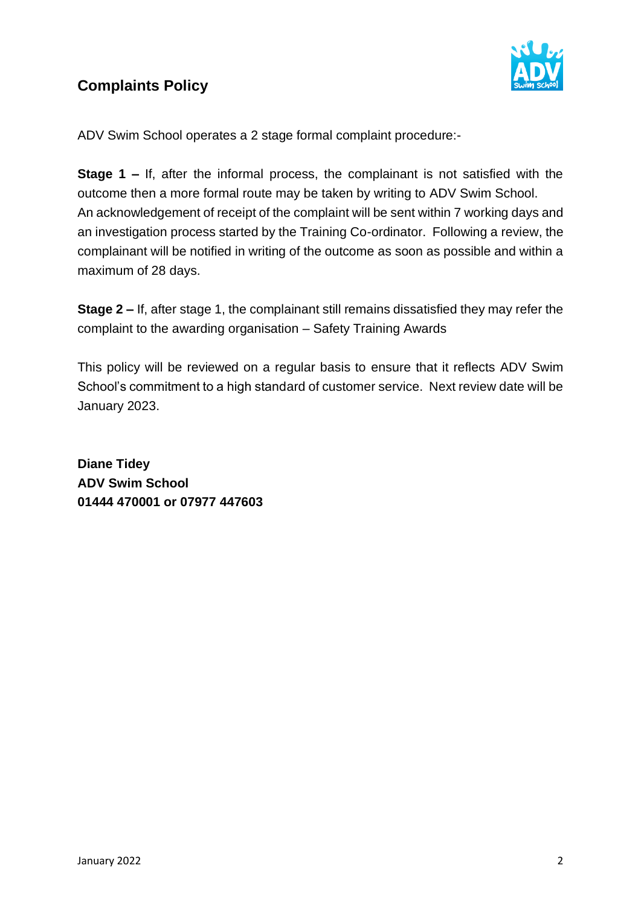## Complaints Policy

ADV Swim School operates a 2 stage formal complaint procedure:-

**Stage 1 –** If, after the informal process, the complainant is not satisfied with the outcome then a more formal route may be taken by writing to ADV Swim School.
An acknowledgement of receipt of the complaint will be sent within 7 working days and an investigation process started by the Training Co-ordinator. Following a review, the complainant will be notified in writing of the outcome as soon as possible and within a maximum of 28 days.

**Stage 2 –** If, after stage 1, the complainant still remains dissatisfied they may refer the complaint to the awarding organisation – Safety Training Awards

This policy will be reviewed on a regular basis to ensure that it reflects ADV Swim School's commitment to a high standard of customer service. Next review date will be January 2023.

**Diane Tidey**
**ADV Swim School**
**01444 470001 or 07977 447603**

January 2022